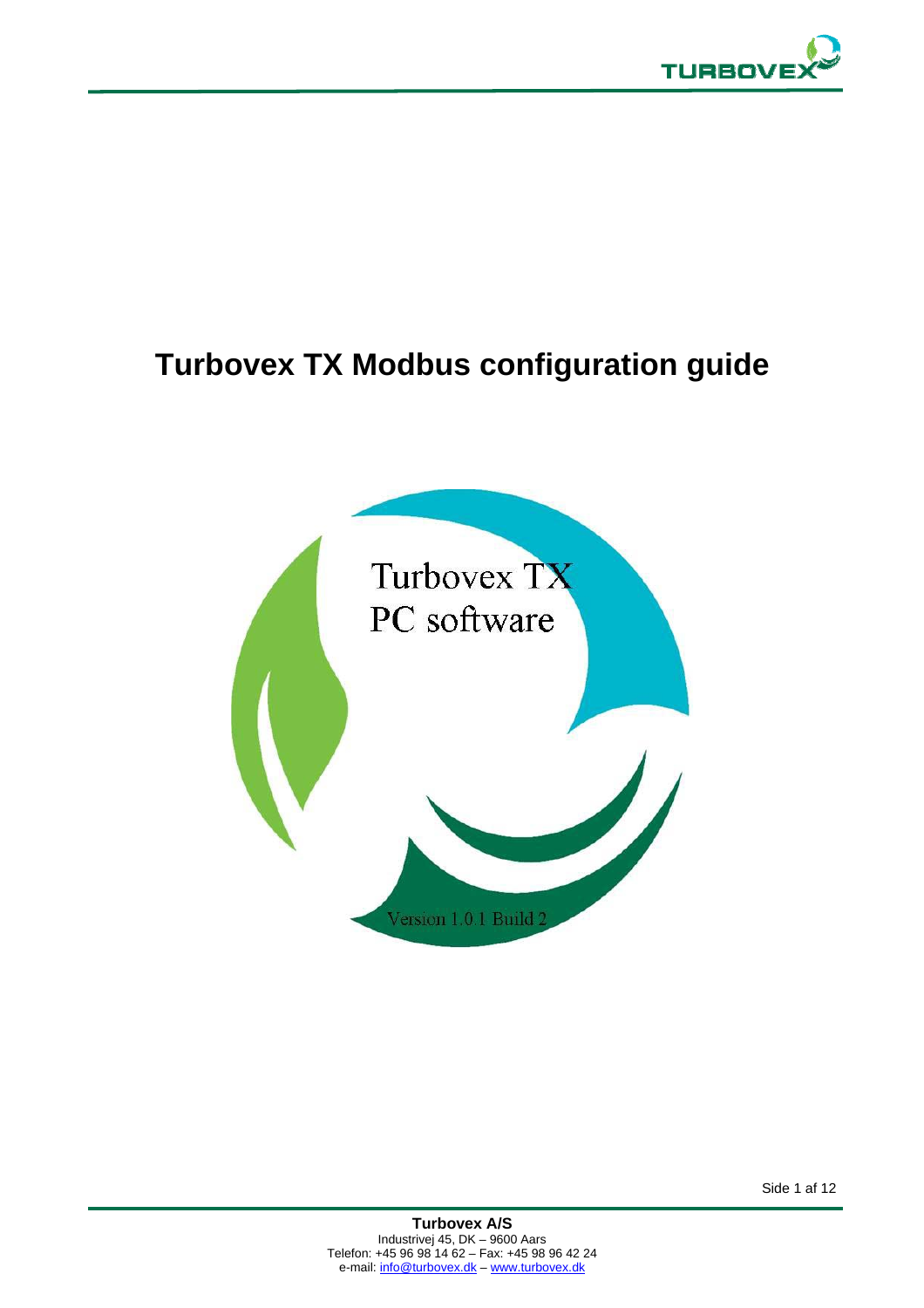# Turbovex TX Modbus configuration guide

Turbovex TX
PC software

Version 1.0.1 Build 2

**Turbovex A/S**
Industrivej 45, DK – 9600 Aars
Telefon: +45 96 98 14 62 – Fax: +45 98 96 42 24
e-mail: info@turbovex.dk – www.turbovex.dk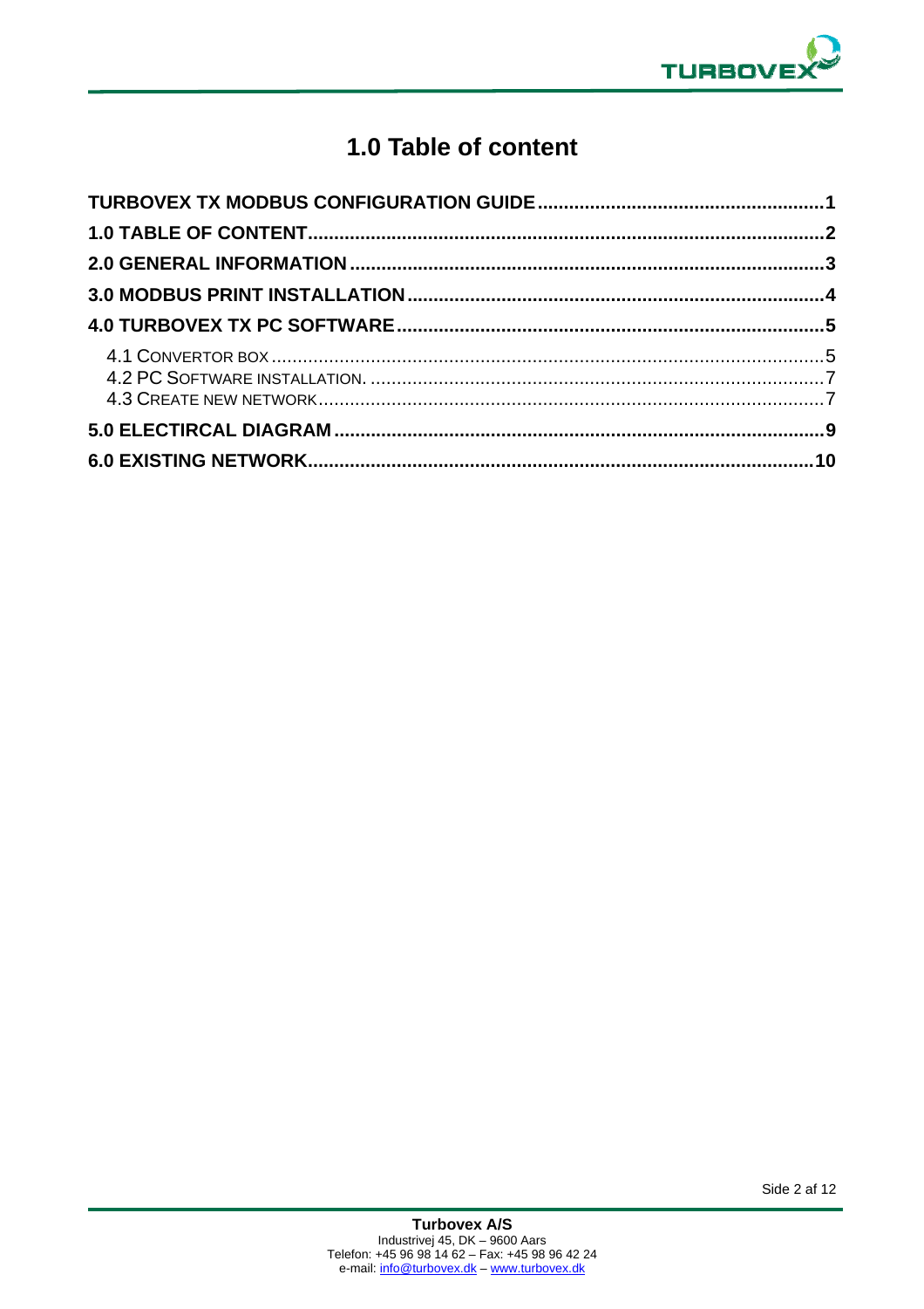# 1.0 Table of content

**TURBOVEX TX MODBUS CONFIGURATION GUIDE** .......... **1**

**1.0 TABLE OF CONTENT** .......... **2**

**2.0 GENERAL INFORMATION** .......... **3**

**3.0 MODBUS PRINT INSTALLATION** .......... **4**

**4.0 TURBOVEX TX PC SOFTWARE** .......... **5**

- 4.1 CONVERTOR BOX .......... 5
- 4.2 PC SOFTWARE INSTALLATION. .......... 7
- 4.3 CREATE NEW NETWORK .......... 7

**5.0 ELECTIRCAL DIAGRAM** .......... **9**

**6.0 EXISTING NETWORK** .......... **10**

**Turbovex A/S**
Industrivej 45, DK – 9600 Aars
Telefon: +45 96 98 14 62 – Fax: +45 98 96 42 24
e-mail: info@turbovex.dk – www.turbovex.dk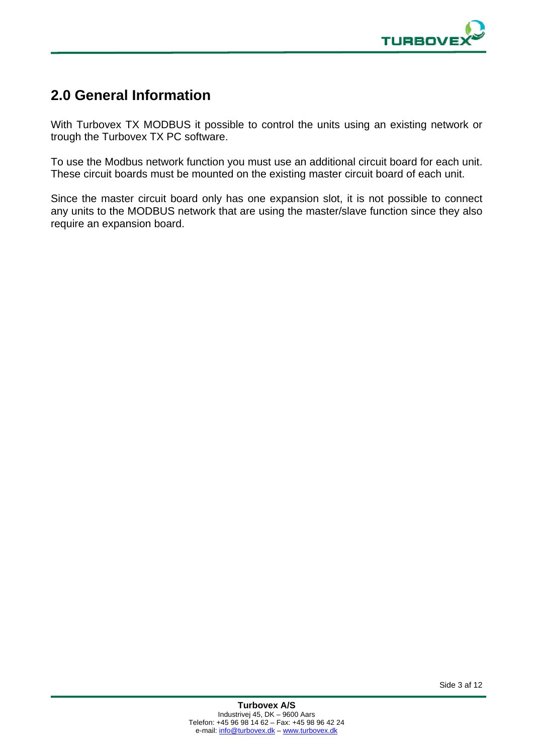## 2.0 General Information

With Turbovex TX MODBUS it possible to control the units using an existing network or trough the Turbovex TX PC software.

To use the Modbus network function you must use an additional circuit board for each unit. These circuit boards must be mounted on the existing master circuit board of each unit.

Since the master circuit board only has one expansion slot, it is not possible to connect any units to the MODBUS network that are using the master/slave function since they also require an expansion board.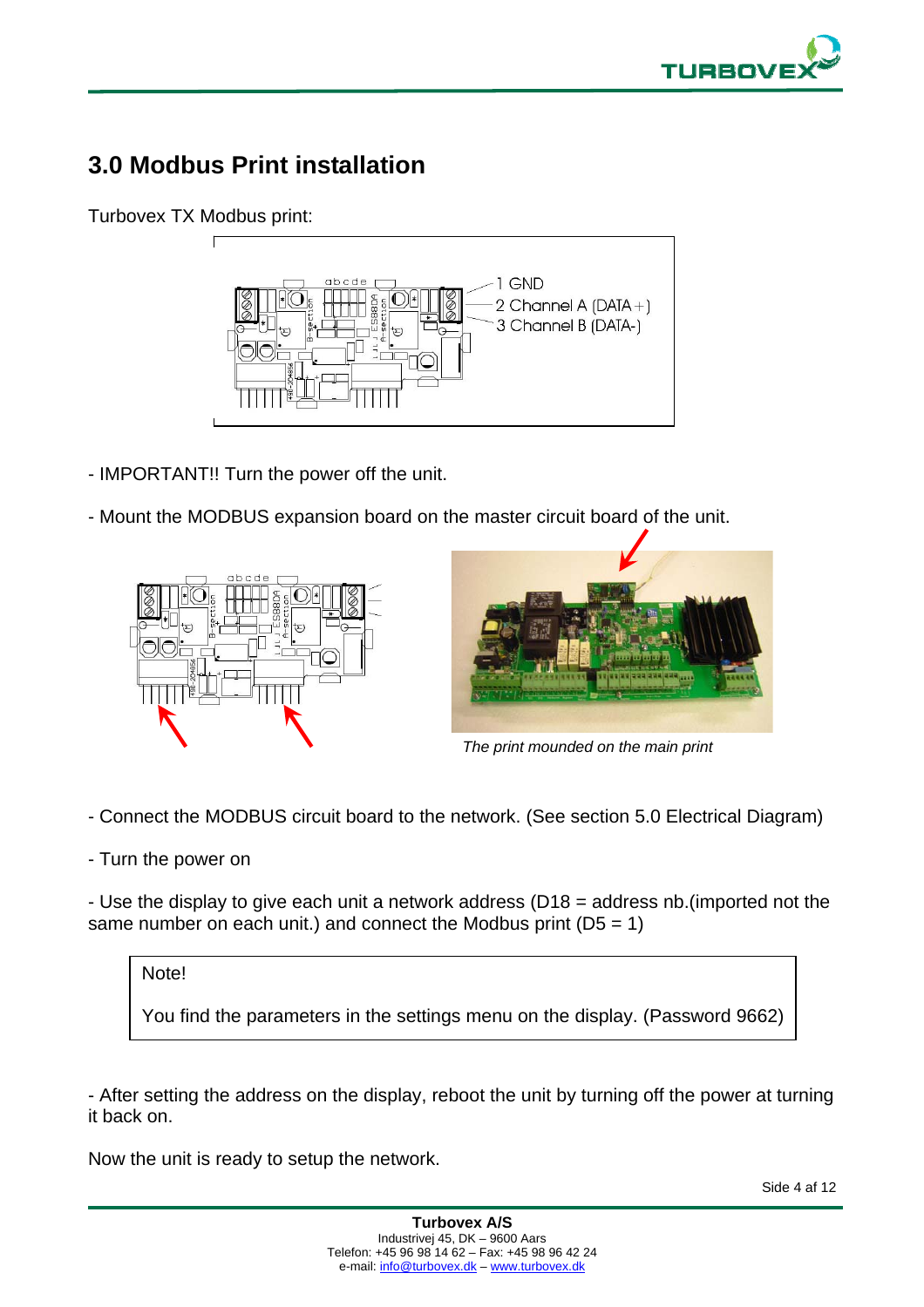# 3.0 Modbus Print installation

Turbovex TX Modbus print:

1 GND
2 Channel A (DATA+)
3 Channel B (DATA-)

- IMPORTANT!! Turn the power off the unit.

- Mount the MODBUS expansion board on the master circuit board of the unit.

*The print mounded on the main print*

- Connect the MODBUS circuit board to the network. (See section 5.0 Electrical Diagram)

- Turn the power on

- Use the display to give each unit a network address (D18 = address nb.(imported not the same number on each unit.) and connect the Modbus print (D5 = 1)

> Note!
>
> You find the parameters in the settings menu on the display. (Password 9662)

- After setting the address on the display, reboot the unit by turning off the power at turning it back on.

Now the unit is ready to setup the network.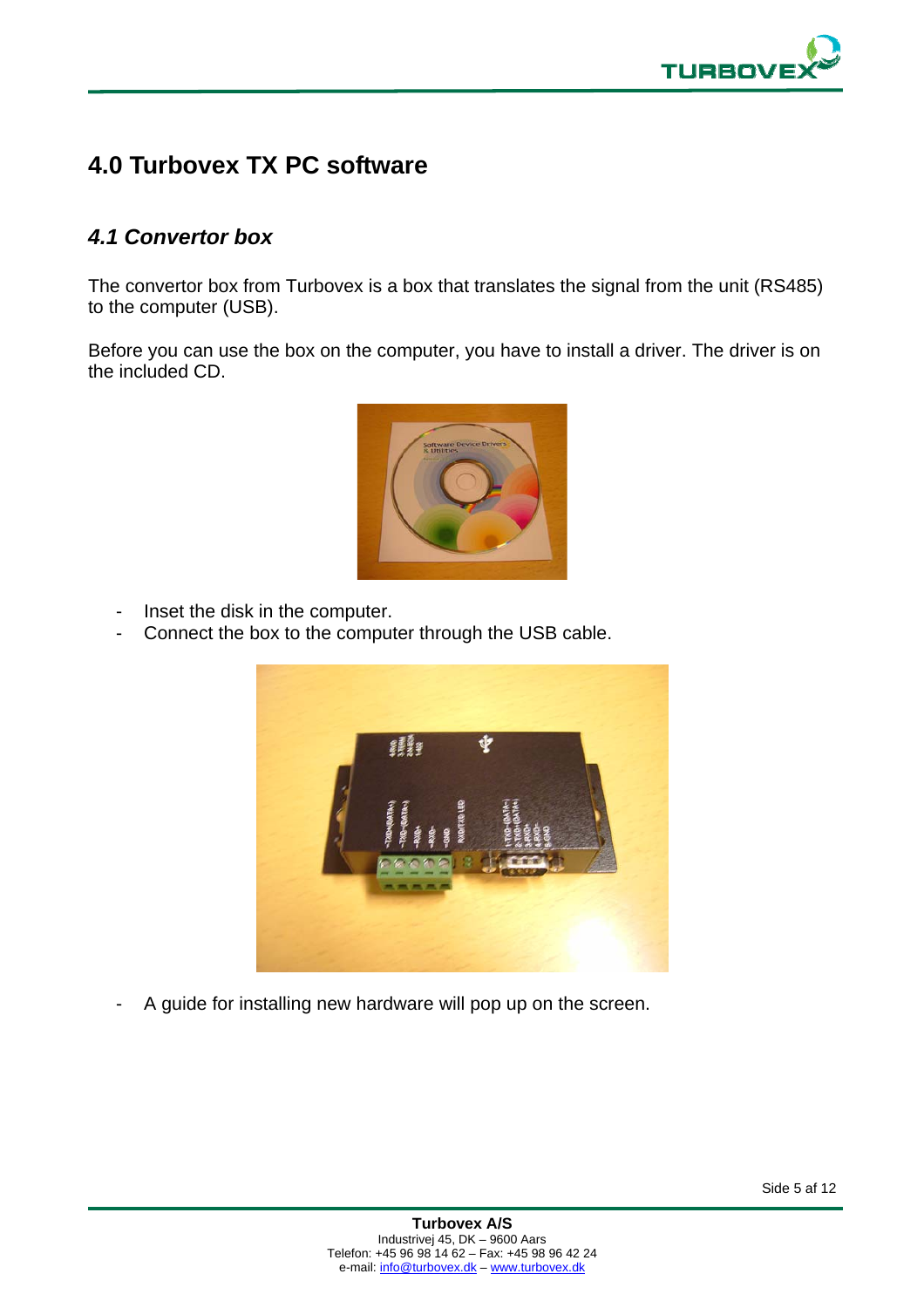# 4.0 Turbovex TX PC software

## *4.1 Convertor box*

The convertor box from Turbovex is a box that translates the signal from the unit (RS485) to the computer (USB).

Before you can use the box on the computer, you have to install a driver. The driver is on the included CD.

- Inset the disk in the computer.
- Connect the box to the computer through the USB cable.

- A guide for installing new hardware will pop up on the screen.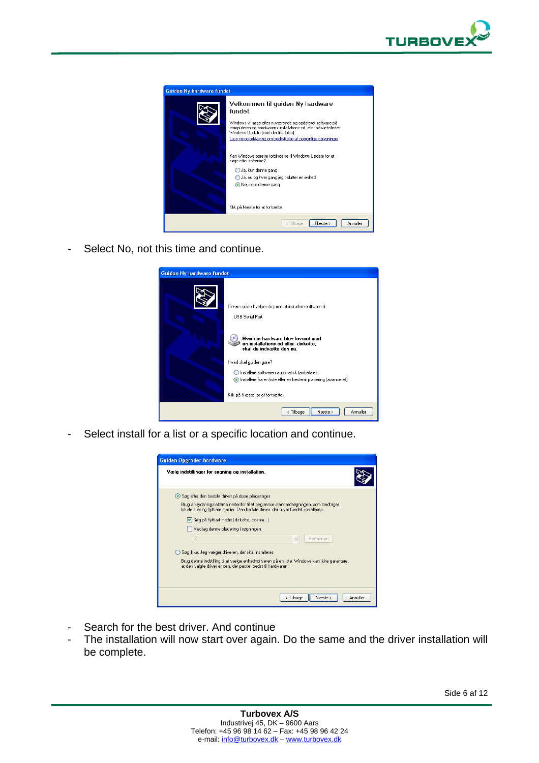- Select No, not this time and continue.

- Select install for a list or a specific location and continue.

- Search for the best driver. And continue
- The installation will now start over again. Do the same and the driver installation will be complete.

**Turbovex A/S**
Industrivej 45, DK – 9600 Aars
Telefon: +45 96 98 14 62 – Fax: +45 98 96 42 24
e-mail: info@turbovex.dk – www.turbovex.dk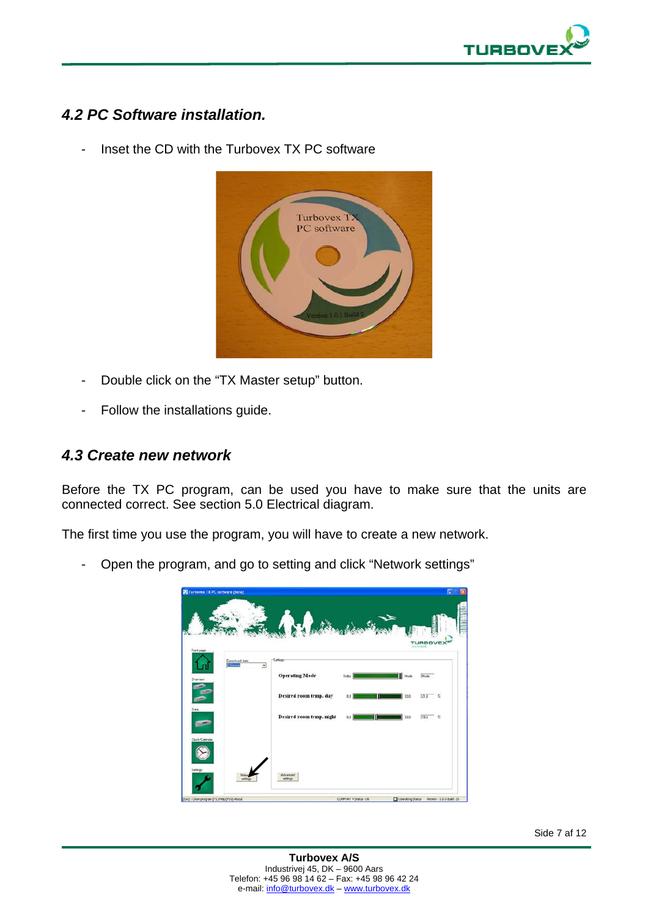## 4.2 PC Software installation.

- Inset the CD with the Turbovex TX PC software

- Double click on the "TX Master setup" button.

- Follow the installations guide.

## 4.3 Create new network

Before the TX PC program, can be used you have to make sure that the units are connected correct. See section 5.0 Electrical diagram.

The first time you use the program, you will have to create a new network.

- Open the program, and go to setting and click "Network settings"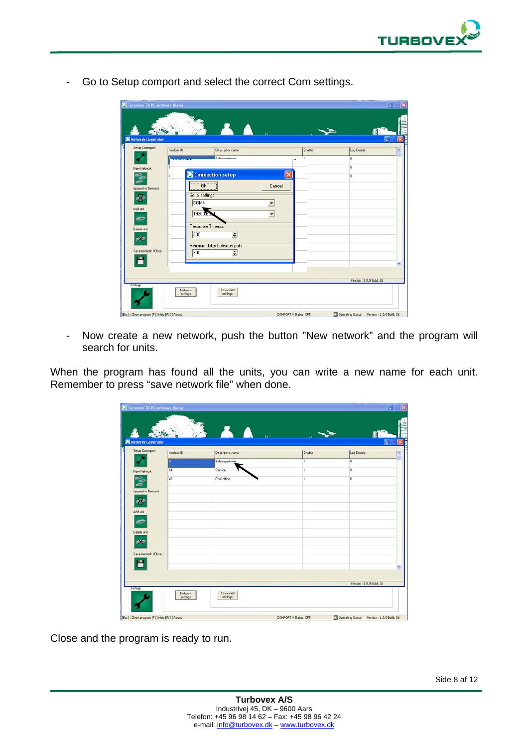- Go to Setup comport and select the correct Com settings.

- Now create a new network, push the button "New network" and the program will search for units.

When the program has found all the units, you can write a new name for each unit. Remember to press "save network file" when done.

Close and the program is ready to run.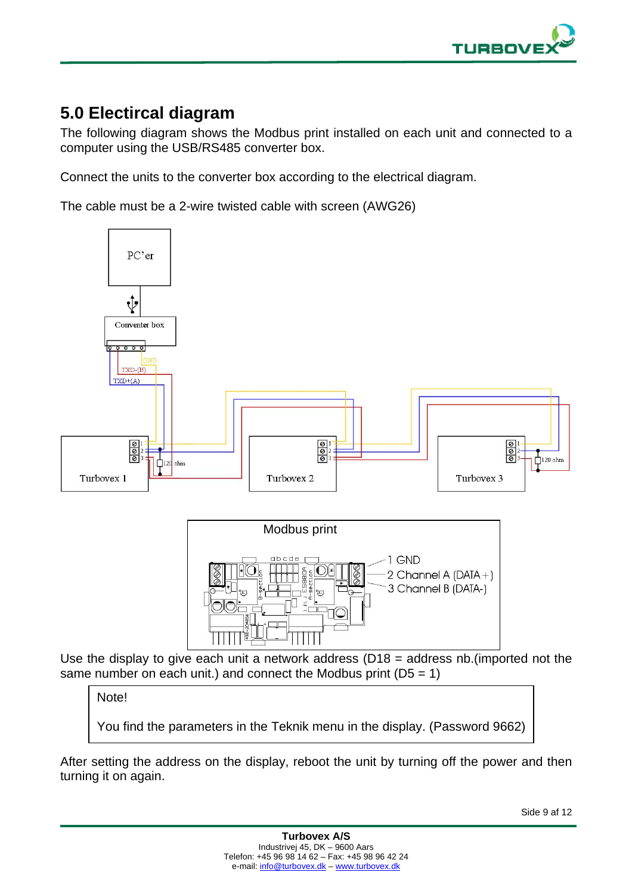## 5.0 Electircal diagram

The following diagram shows the Modbus print installed on each unit and connected to a computer using the USB/RS485 converter box.

Connect the units to the converter box according to the electrical diagram.

The cable must be a 2-wire twisted cable with screen (AWG26)

Use the display to give each unit a network address (D18 = address nb.(imported not the same number on each unit.) and connect the Modbus print (D5 = 1)

> Note!
>
> You find the parameters in the Teknik menu in the display. (Password 9662)

After setting the address on the display, reboot the unit by turning off the power and then turning it on again.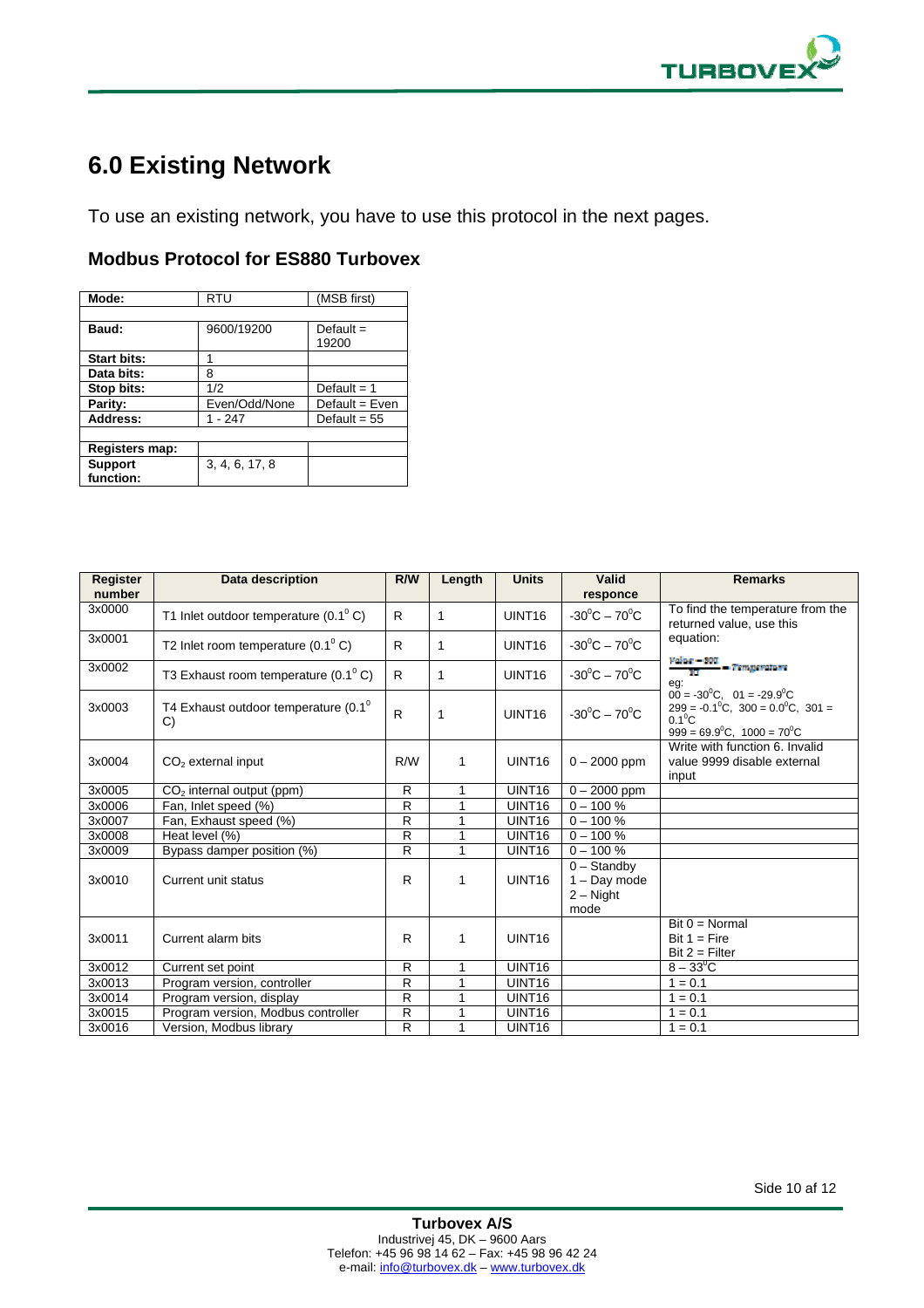# 6.0 Existing Network

To use an existing network, you have to use this protocol in the next pages.

## Modbus Protocol for ES880 Turbovex

| Mode: | RTU | (MSB first) |
|---|---|---|
| | | |
| **Baud:** | 9600/19200 | Default = 19200 |
| **Start bits:** | 1 | |
| **Data bits:** | 8 | |
| **Stop bits:** | 1/2 | Default = 1 |
| **Parity:** | Even/Odd/None | Default = Even |
| **Address:** | 1 - 247 | Default = 55 |
| | | |
| **Registers map:** | | |
| **Support function:** | 3, 4, 6, 17, 8 | |

| Register number | Data description | R/W | Length | Units | Valid responce | Remarks |
|---|---|---|---|---|---|---|
| 3x0000 | T1 Inlet outdoor temperature (0.1$^{0}$ C) | R | 1 | UINT16 | -30$^{0}$C – 70$^{0}$C | To find the temperature from the returned value, use this equation: |
| 3x0001 | T2 Inlet room temperature (0.1$^{0}$ C) | R | 1 | UINT16 | -30$^{0}$C – 70$^{0}$C | $\frac{Value - 300}{10} = Temperature$ |
| 3x0002 | T3 Exhaust room temperature (0.1$^{0}$ C) | R | 1 | UINT16 | -30$^{0}$C – 70$^{0}$C | eg: |
| 3x0003 | T4 Exhaust outdoor temperature (0.1$^{0}$ C) | R | 1 | UINT16 | -30$^{0}$C – 70$^{0}$C | 00 = -30$^{0}$C, 01 = -29.9$^{0}$C 299 = -0.1$^{0}$C, 300 = 0.0$^{0}$C, 301 = 0.1$^{0}$C 999 = 69.9$^{0}$C, 1000 = 70$^{0}$C |
| 3x0004 | $CO_2$ external input | R/W | 1 | UINT16 | 0 – 2000 ppm | Write with function 6. Invalid value 9999 disable external input |
| 3x0005 | $CO_2$ internal output (ppm) | R | 1 | UINT16 | 0 – 2000 ppm | |
| 3x0006 | Fan, Inlet speed (%) | R | 1 | UINT16 | 0 – 100 % | |
| 3x0007 | Fan, Exhaust speed (%) | R | 1 | UINT16 | 0 – 100 % | |
| 3x0008 | Heat level (%) | R | 1 | UINT16 | 0 – 100 % | |
| 3x0009 | Bypass damper position (%) | R | 1 | UINT16 | 0 – 100 % | |
| 3x0010 | Current unit status | R | 1 | UINT16 | 0 – Standby 1 – Day mode 2 – Night mode | |
| 3x0011 | Current alarm bits | R | 1 | UINT16 | | Bit 0 = Normal Bit 1 = Fire Bit 2 = Filter |
| 3x0012 | Current set point | R | 1 | UINT16 | | 8 – 33$^{0}$C |
| 3x0013 | Program version, controller | R | 1 | UINT16 | | 1 = 0.1 |
| 3x0014 | Program version, display | R | 1 | UINT16 | | 1 = 0.1 |
| 3x0015 | Program version, Modbus controller | R | 1 | UINT16 | | 1 = 0.1 |
| 3x0016 | Version, Modbus library | R | 1 | UINT16 | | 1 = 0.1 |

**Turbovex A/S**
Industrivej 45, DK – 9600 Aars
Telefon: +45 96 98 14 62 – Fax: +45 98 96 42 24
e-mail: info@turbovex.dk – www.turbovex.dk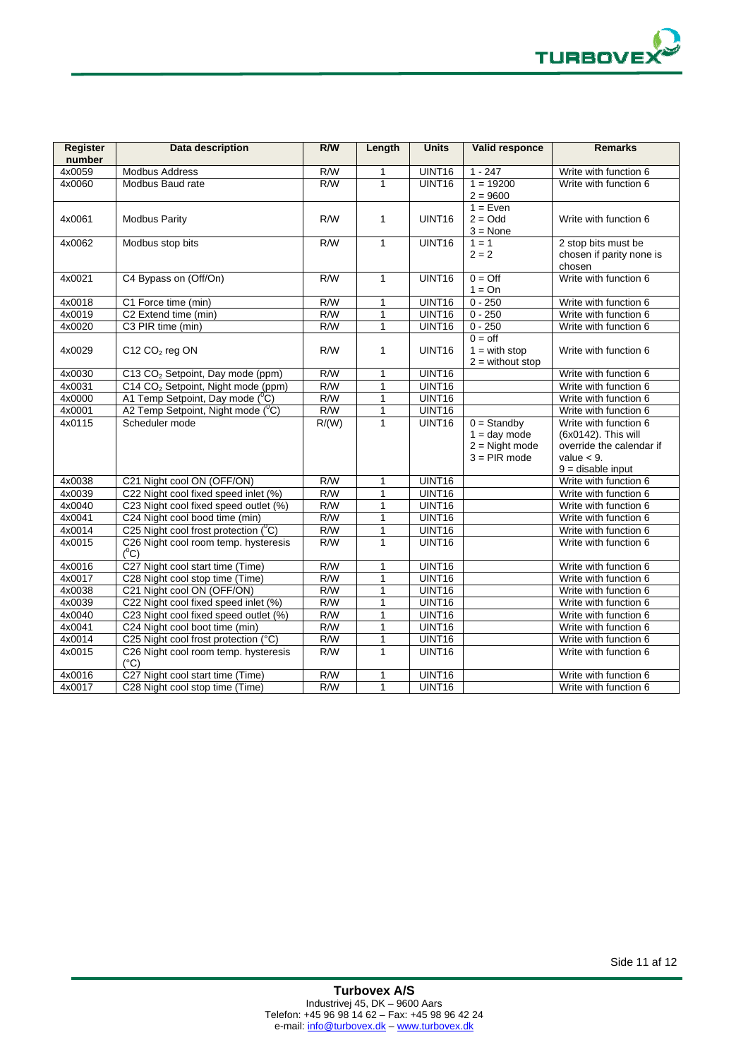| Register number | Data description | R/W | Length | Units | Valid responce | Remarks |
|---|---|---|---|---|---|---|
| 4x0059 | Modbus Address | R/W | 1 | UINT16 | 1 - 247 | Write with function 6 |
| 4x0060 | Modbus Baud rate | R/W | 1 | UINT16 | 1 = 19200<br>2 = 9600 | Write with function 6 |
| 4x0061 | Modbus Parity | R/W | 1 | UINT16 | 1 = Even<br>2 = Odd<br>3 = None | Write with function 6 |
| 4x0062 | Modbus stop bits | R/W | 1 | UINT16 | 1 = 1<br>2 = 2 | 2 stop bits must be chosen if parity none is chosen |
| 4x0021 | C4 Bypass on (Off/On) | R/W | 1 | UINT16 | 0 = Off<br>1 = On | Write with function 6 |
| 4x0018 | C1 Force time (min) | R/W | 1 | UINT16 | 0 - 250 | Write with function 6 |
| 4x0019 | C2 Extend time (min) | R/W | 1 | UINT16 | 0 - 250 | Write with function 6 |
| 4x0020 | C3 PIR time (min) | R/W | 1 | UINT16 | 0 - 250 | Write with function 6 |
| 4x0029 | C12 $CO_2$ reg ON | R/W | 1 | UINT16 | 0 = off<br>1 = with stop<br>2 = without stop | Write with function 6 |
| 4x0030 | C13 $CO_2$ Setpoint, Day mode (ppm) | R/W | 1 | UINT16 | | Write with function 6 |
| 4x0031 | C14 $CO_2$ Setpoint, Night mode (ppm) | R/W | 1 | UINT16 | | Write with function 6 |
| 4x0000 | A1 Temp Setpoint, Day mode ($^0$C) | R/W | 1 | UINT16 | | Write with function 6 |
| 4x0001 | A2 Temp Setpoint, Night mode ($^0$C) | R/W | 1 | UINT16 | | Write with function 6 |
| 4x0115 | Scheduler mode | R/(W) | 1 | UINT16 | 0 = Standby<br>1 = day mode<br>2 = Night mode<br>3 = PIR mode | Write with function 6 (6x0142). This will override the calendar if value < 9.<br>9 = disable input |
| 4x0038 | C21 Night cool ON (OFF/ON) | R/W | 1 | UINT16 | | Write with function 6 |
| 4x0039 | C22 Night cool fixed speed inlet (%) | R/W | 1 | UINT16 | | Write with function 6 |
| 4x0040 | C23 Night cool fixed speed outlet (%) | R/W | 1 | UINT16 | | Write with function 6 |
| 4x0041 | C24 Night cool bood time (min) | R/W | 1 | UINT16 | | Write with function 6 |
| 4x0014 | C25 Night cool frost protection ($^0$C) | R/W | 1 | UINT16 | | Write with function 6 |
| 4x0015 | C26 Night cool room temp. hysteresis ($^0$C) | R/W | 1 | UINT16 | | Write with function 6 |
| 4x0016 | C27 Night cool start time (Time) | R/W | 1 | UINT16 | | Write with function 6 |
| 4x0017 | C28 Night cool stop time (Time) | R/W | 1 | UINT16 | | Write with function 6 |
| 4x0038 | C21 Night cool ON (OFF/ON) | R/W | 1 | UINT16 | | Write with function 6 |
| 4x0039 | C22 Night cool fixed speed inlet (%) | R/W | 1 | UINT16 | | Write with function 6 |
| 4x0040 | C23 Night cool fixed speed outlet (%) | R/W | 1 | UINT16 | | Write with function 6 |
| 4x0041 | C24 Night cool boot time (min) | R/W | 1 | UINT16 | | Write with function 6 |
| 4x0014 | C25 Night cool frost protection (°C) | R/W | 1 | UINT16 | | Write with function 6 |
| 4x0015 | C26 Night cool room temp. hysteresis (°C) | R/W | 1 | UINT16 | | Write with function 6 |
| 4x0016 | C27 Night cool start time (Time) | R/W | 1 | UINT16 | | Write with function 6 |
| 4x0017 | C28 Night cool stop time (Time) | R/W | 1 | UINT16 | | Write with function 6 |

**Turbovex A/S**
Industrivej 45, DK – 9600 Aars
Telefon: +45 96 98 14 62 – Fax: +45 98 96 42 24
e-mail: info@turbovex.dk – www.turbovex.dk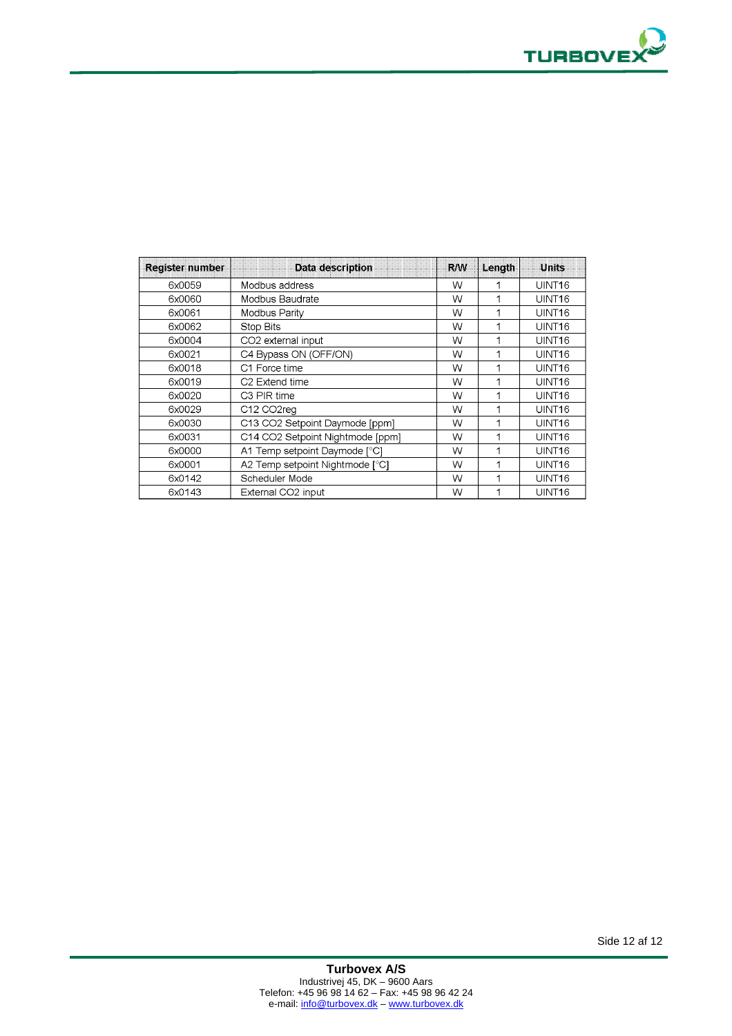| Register number | Data description | R/W | Length | Units |
|---|---|---|---|---|
| 6x0059 | Modbus address | W | 1 | UINT16 |
| 6x0060 | Modbus Baudrate | W | 1 | UINT16 |
| 6x0061 | Modbus Parity | W | 1 | UINT16 |
| 6x0062 | Stop Bits | W | 1 | UINT16 |
| 6x0004 | CO2 external input | W | 1 | UINT16 |
| 6x0021 | C4 Bypass ON (OFF/ON) | W | 1 | UINT16 |
| 6x0018 | C1 Force time | W | 1 | UINT16 |
| 6x0019 | C2 Extend time | W | 1 | UINT16 |
| 6x0020 | C3 PIR time | W | 1 | UINT16 |
| 6x0029 | C12 CO2reg | W | 1 | UINT16 |
| 6x0030 | C13 CO2 Setpoint Daymode [ppm] | W | 1 | UINT16 |
| 6x0031 | C14 CO2 Setpoint Nightmode [ppm] | W | 1 | UINT16 |
| 6x0000 | A1 Temp setpoint Daymode [°C] | W | 1 | UINT16 |
| 6x0001 | A2 Temp setpoint Nightmode [°C] | W | 1 | UINT16 |
| 6x0142 | Scheduler Mode | W | 1 | UINT16 |
| 6x0143 | External CO2 input | W | 1 | UINT16 |